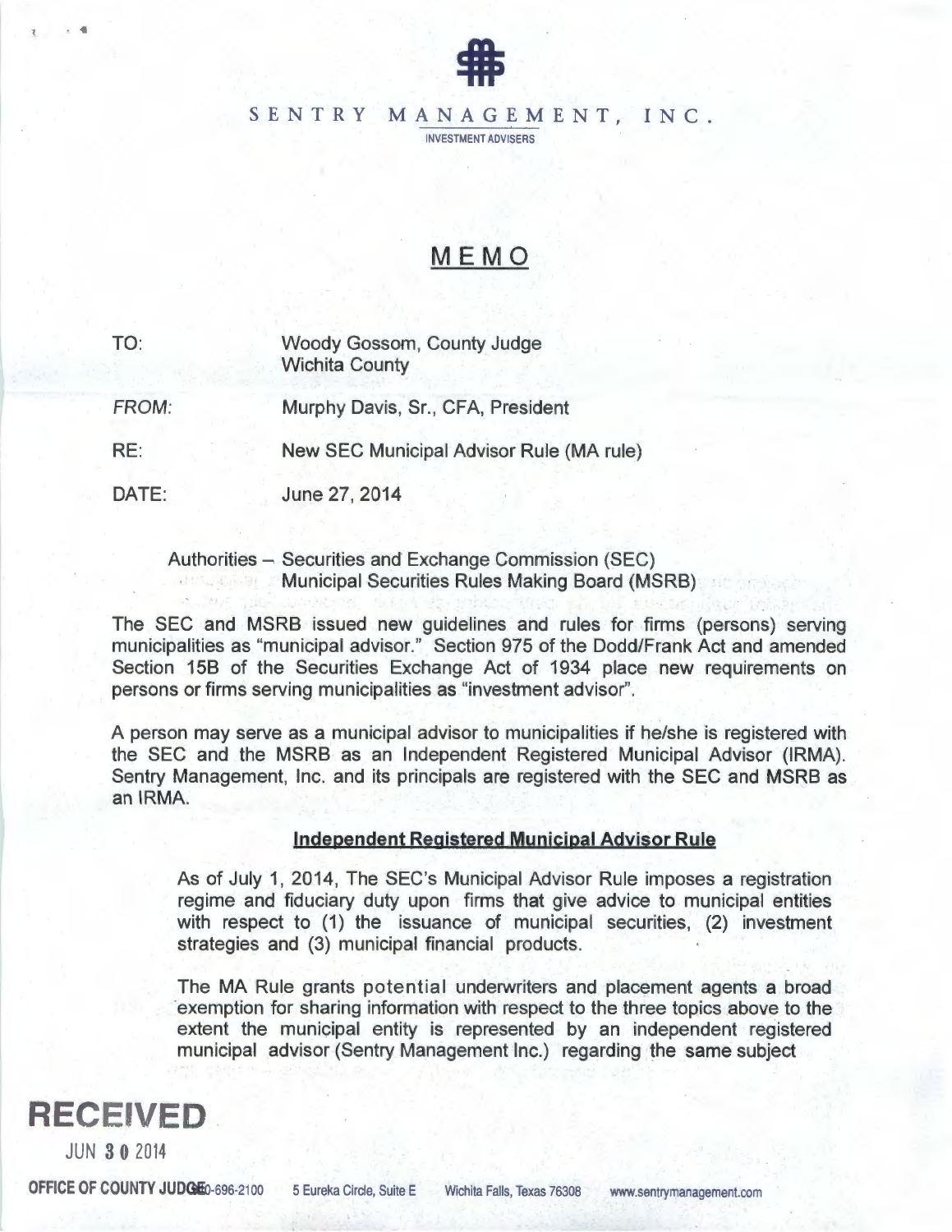SENTRY MANAGEMENT, INC.

INVESTMENT ADVISERS

# MEMO

TO: Woody Gossom, County Judge
Wichita County

FROM: Murphy Davis, Sr., CFA, President

RE: New SEC Municipal Advisor Rule (MA rule)

DATE: June 27, 2014

Authorities – Securities and Exchange Commission (SEC)
Municipal Securities Rules Making Board (MSRB)

The SEC and MSRB issued new guidelines and rules for firms (persons) serving municipalities as "municipal advisor." Section 975 of the Dodd/Frank Act and amended Section 15B of the Securities Exchange Act of 1934 place new requirements on persons or firms serving municipalities as "investment advisor".

A person may serve as a municipal advisor to municipalities if he/she is registered with the SEC and the MSRB as an Independent Registered Municipal Advisor (IRMA). Sentry Management, Inc. and its principals are registered with the SEC and MSRB as an IRMA.

## Independent Registered Municipal Advisor Rule

As of July 1, 2014, The SEC's Municipal Advisor Rule imposes a registration regime and fiduciary duty upon firms that give advice to municipal entities with respect to (1) the issuance of municipal securities, (2) investment strategies and (3) municipal financial products.

The MA Rule grants potential underwriters and placement agents a broad exemption for sharing information with respect to the three topics above to the extent the municipal entity is represented by an independent registered municipal advisor (Sentry Management Inc.) regarding the same subject

RECEIVED
JUN 30 2014
OFFICE OF COUNTY JUDGE

940-696-2100 5 Eureka Circle, Suite E Wichita Falls, Texas 76308 www.sentrymanagement.com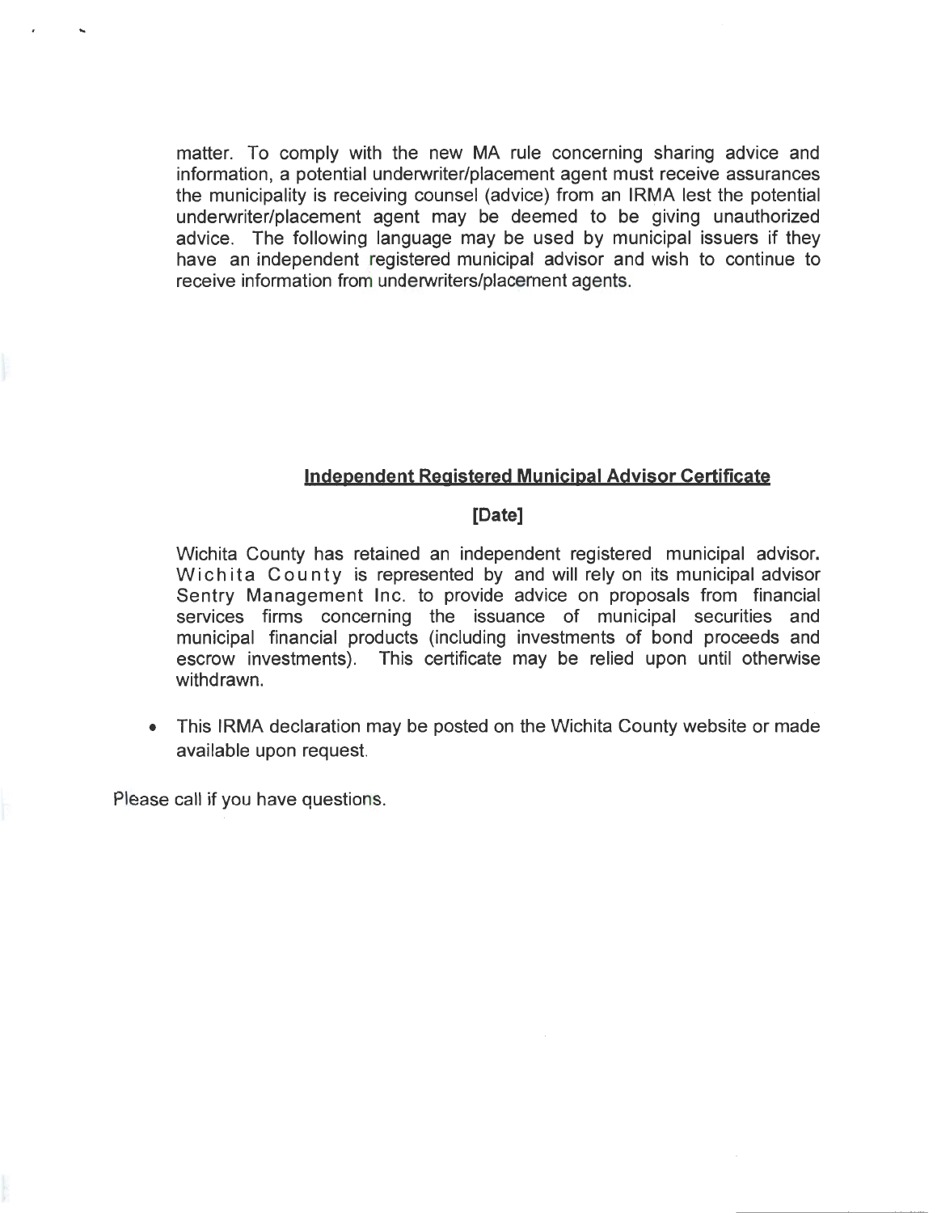matter. To comply with the new MA rule concerning sharing advice and information, a potential underwriter/placement agent must receive assurances the municipality is receiving counsel (advice) from an IRMA lest the potential underwriter/placement agent may be deemed to be giving unauthorized advice. The following language may be used by municipal issuers if they have an independent registered municipal advisor and wish to continue to receive information from underwriters/placement agents.

**Independent Registered Municipal Advisor Certificate**

**[Date]**

Wichita County has retained an independent registered municipal advisor. Wichita County is represented by and will rely on its municipal advisor Sentry Management Inc. to provide advice on proposals from financial services firms concerning the issuance of municipal securities and municipal financial products (including investments of bond proceeds and escrow investments). This certificate may be relied upon until otherwise withdrawn.

- This IRMA declaration may be posted on the Wichita County website or made available upon request.

Please call if you have questions.